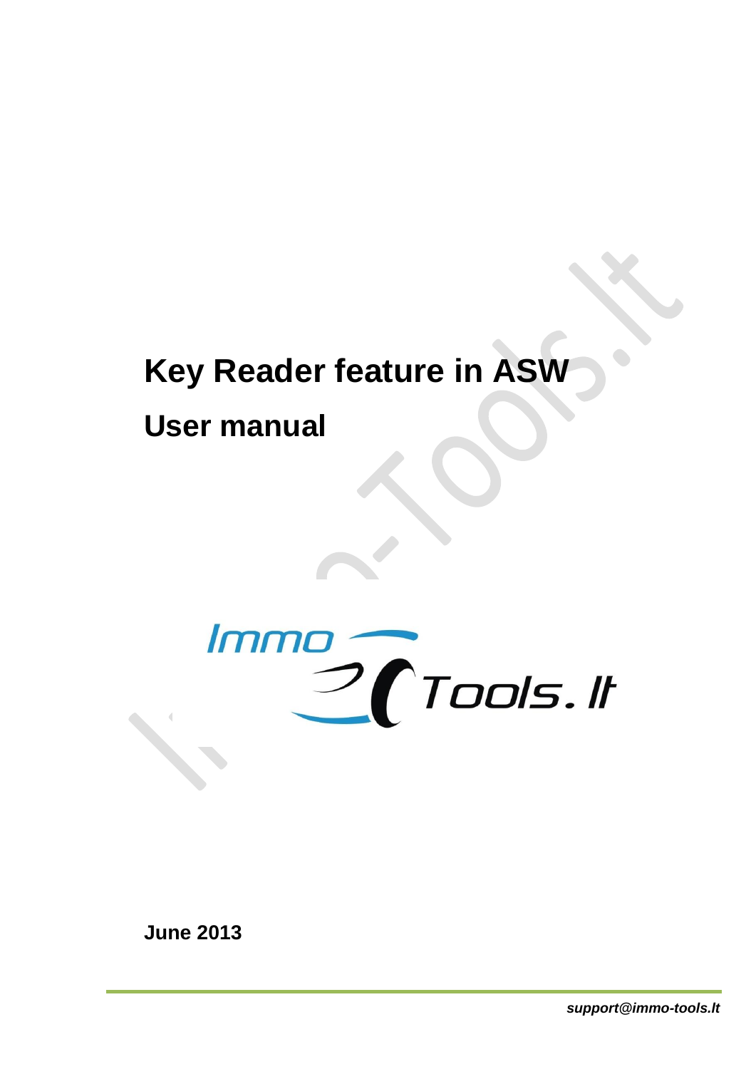# Key Reader feature in ASW

## User manual

Immo Tools.lt

**June 2013**

*support@immo-tools.lt*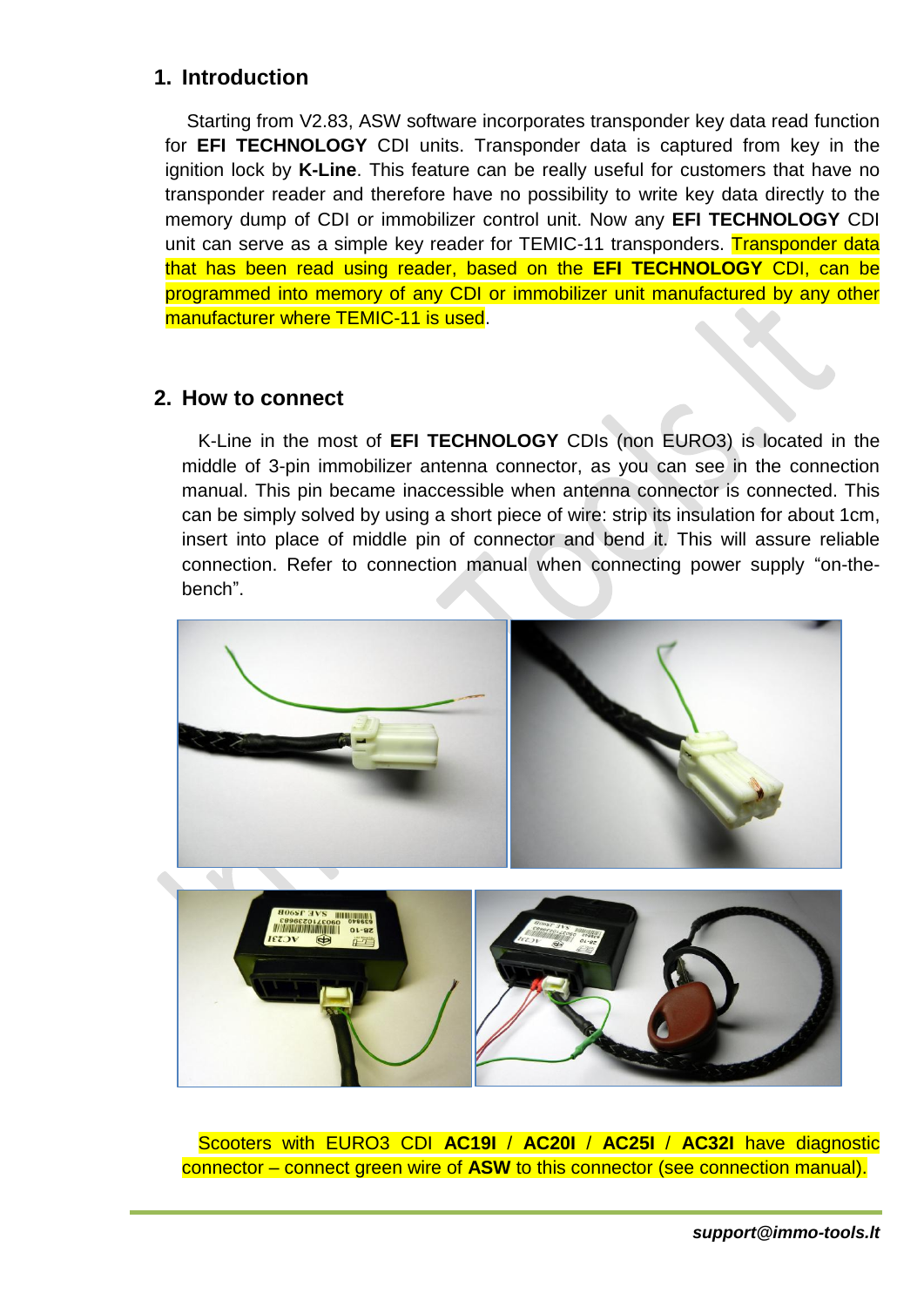## 1. Introduction

Starting from V2.83, ASW software incorporates transponder key data read function for **EFI TECHNOLOGY** CDI units. Transponder data is captured from key in the ignition lock by **K-Line**. This feature can be really useful for customers that have no transponder reader and therefore have no possibility to write key data directly to the memory dump of CDI or immobilizer control unit. Now any **EFI TECHNOLOGY** CDI unit can serve as a simple key reader for TEMIC-11 transponders. Transponder data that has been read using reader, based on the **EFI TECHNOLOGY** CDI, can be programmed into memory of any CDI or immobilizer unit manufactured by any other manufacturer where TEMIC-11 is used.

## 2. How to connect

K-Line in the most of **EFI TECHNOLOGY** CDIs (non EURO3) is located in the middle of 3-pin immobilizer antenna connector, as you can see in the connection manual. This pin became inaccessible when antenna connector is connected. This can be simply solved by using a short piece of wire: strip its insulation for about 1cm, insert into place of middle pin of connector and bend it. This will assure reliable connection. Refer to connection manual when connecting power supply "on-the-bench".

Scooters with EURO3 CDI **AC19I** / **AC20I** / **AC25I** / **AC32I** have diagnostic connector – connect green wire of **ASW** to this connector (see connection manual).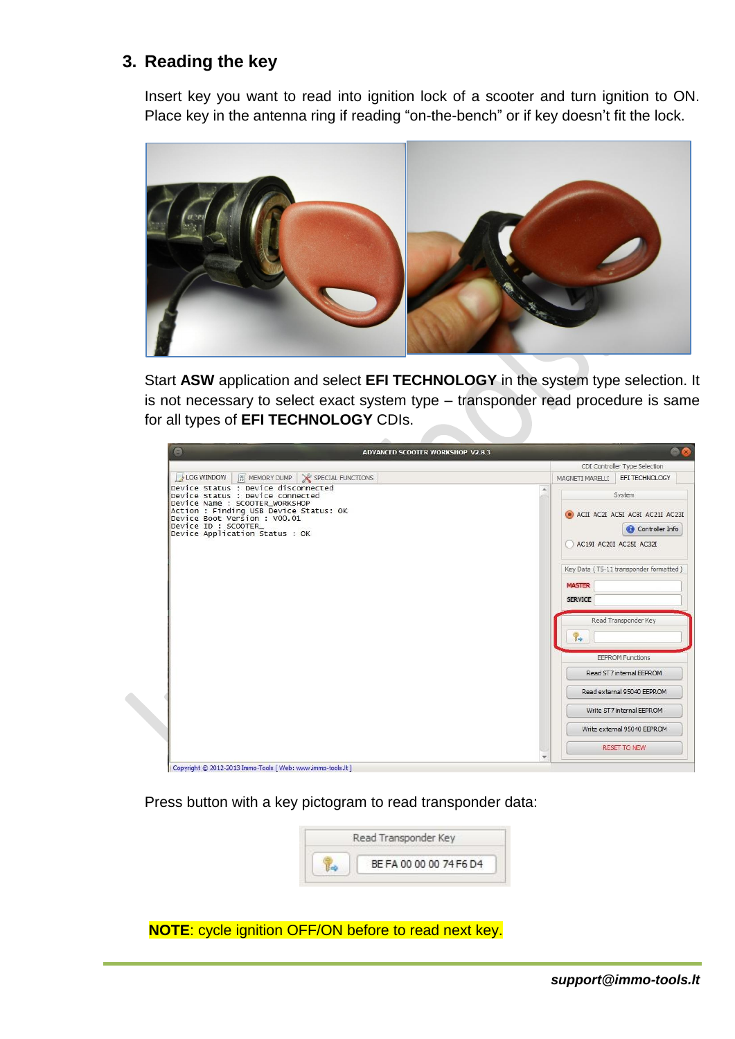## 3. Reading the key

Insert key you want to read into ignition lock of a scooter and turn ignition to ON. Place key in the antenna ring if reading “on-the-bench” or if key doesn’t fit the lock.

Start **ASW** application and select **EFI TECHNOLOGY** in the system type selection. It is not necessary to select exact system type – transponder read procedure is same for all types of **EFI TECHNOLOGY** CDIs.

Press button with a key pictogram to read transponder data:

**NOTE**: cycle ignition OFF/ON before to read next key.

***support@immo-tools.lt***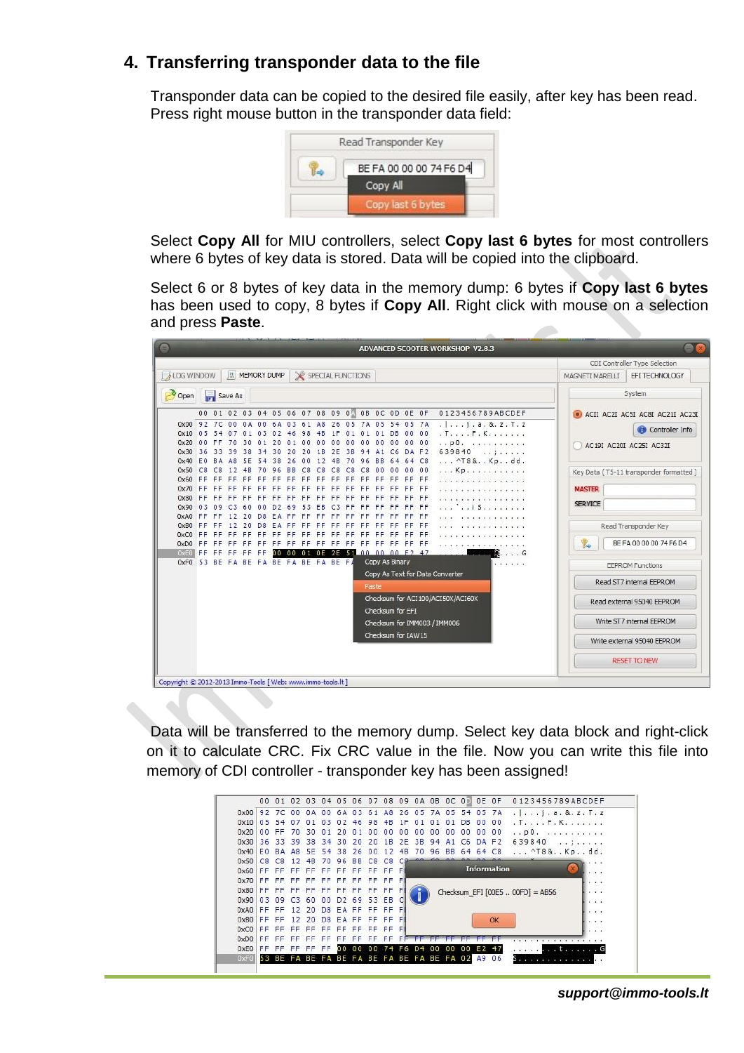## 4. Transferring transponder data to the file

Transponder data can be copied to the desired file easily, after key has been read. Press right mouse button in the transponder data field:

Select **Copy All** for MIU controllers, select **Copy last 6 bytes** for most controllers where 6 bytes of key data is stored. Data will be copied into the clipboard.

Select 6 or 8 bytes of key data in the memory dump: 6 bytes if **Copy last 6 bytes** has been used to copy, 8 bytes if **Copy All**. Right click with mouse on a selection and press **Paste**.

Data will be transferred to the memory dump. Select key data block and right-click on it to calculate CRC. Fix CRC value in the file. Now you can write this file into memory of CDI controller - transponder key has been assigned!

**support@immo-tools.lt**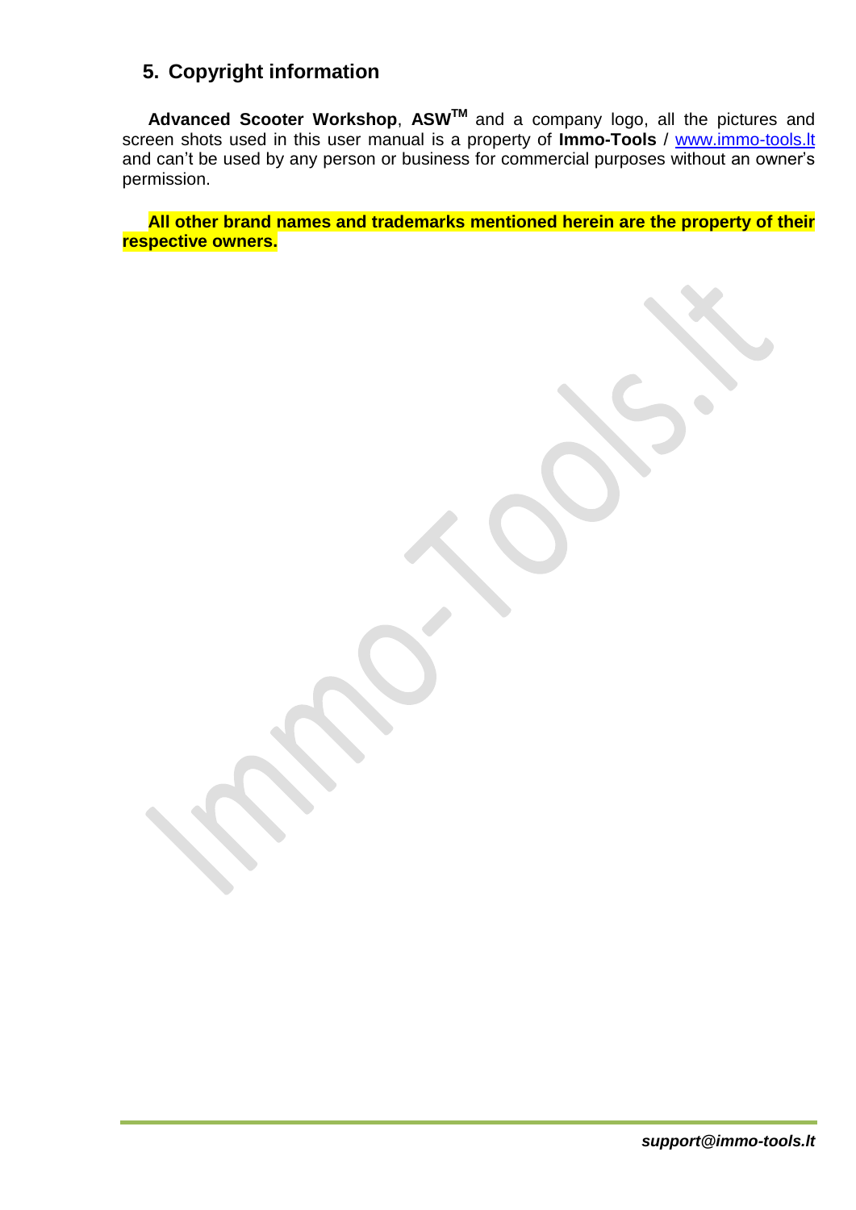## 5. Copyright information

**Advanced Scooter Workshop**, **ASW**™ and a company logo, all the pictures and screen shots used in this user manual is a property of **Immo-Tools** / www.immo-tools.lt and can't be used by any person or business for commercial purposes without an owner's permission.

**All other brand names and trademarks mentioned herein are the property of their respective owners.**